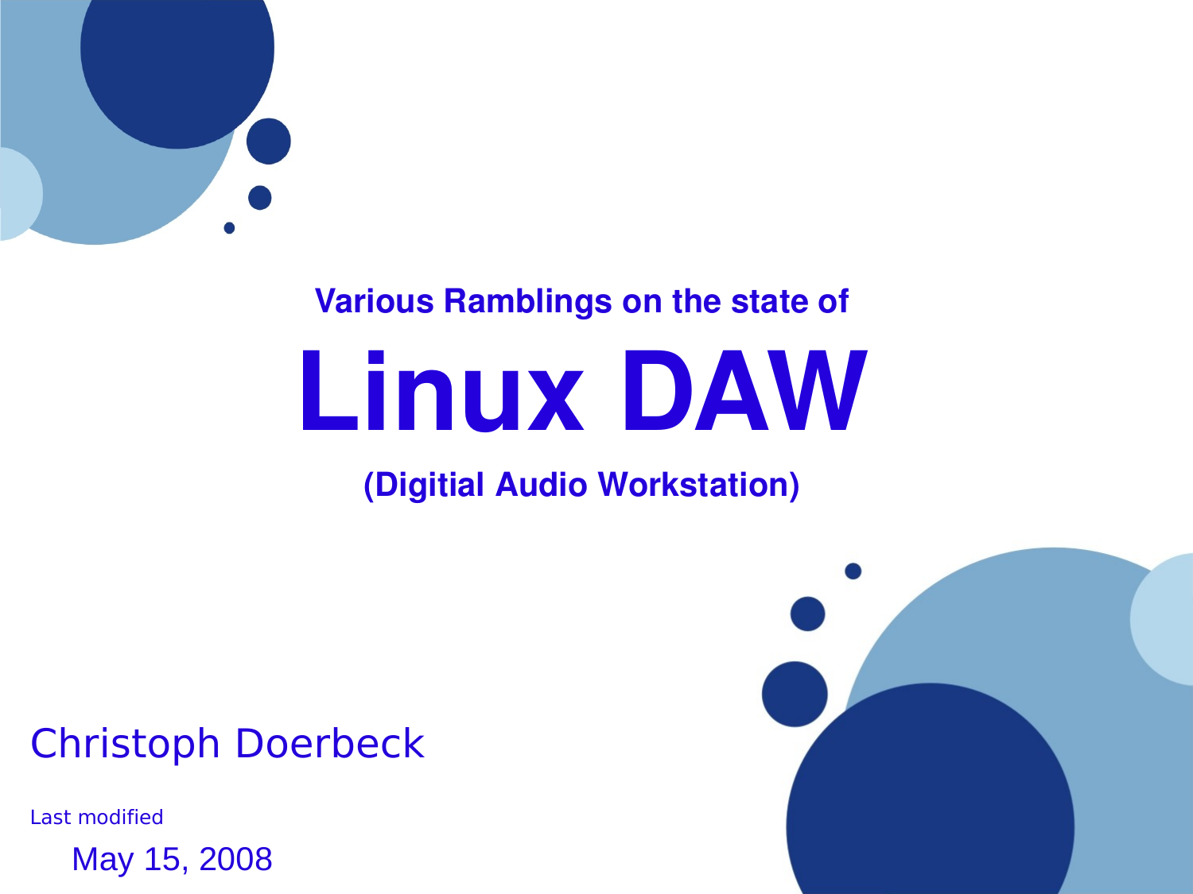Various Ramblings on the state of

# Linux DAW

**(Digitial Audio Workstation)**

Christoph Doerbeck

Last modified

May 15, 2008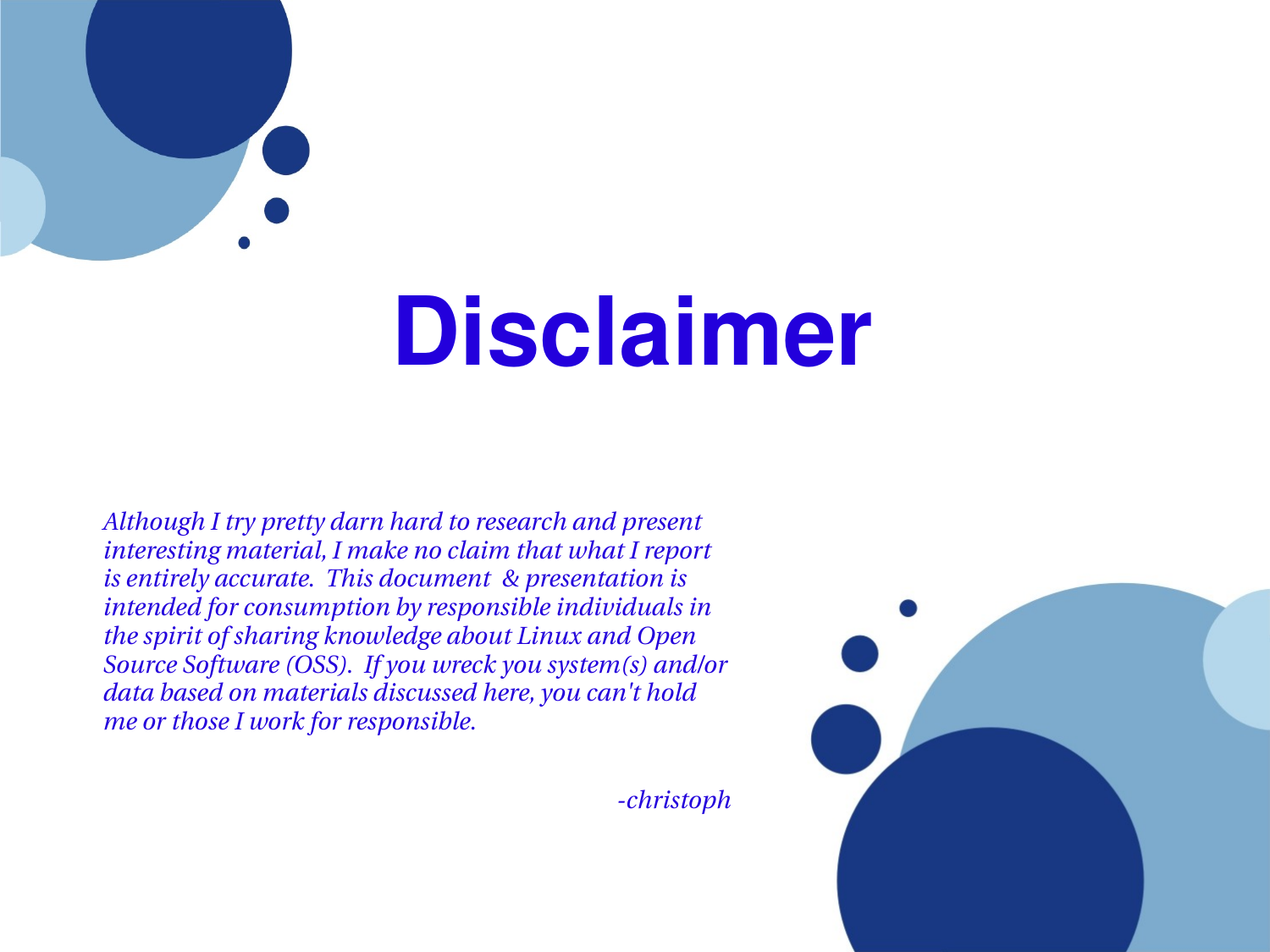# Disclaimer

*Although I try pretty darn hard to research and present interesting material, I make no claim that what I report is entirely accurate. This document & presentation is intended for consumption by responsible individuals in the spirit of sharing knowledge about Linux and Open Source Software (OSS). If you wreck you system(s) and/or data based on materials discussed here, you can't hold me or those I work for responsible.*

*-christoph*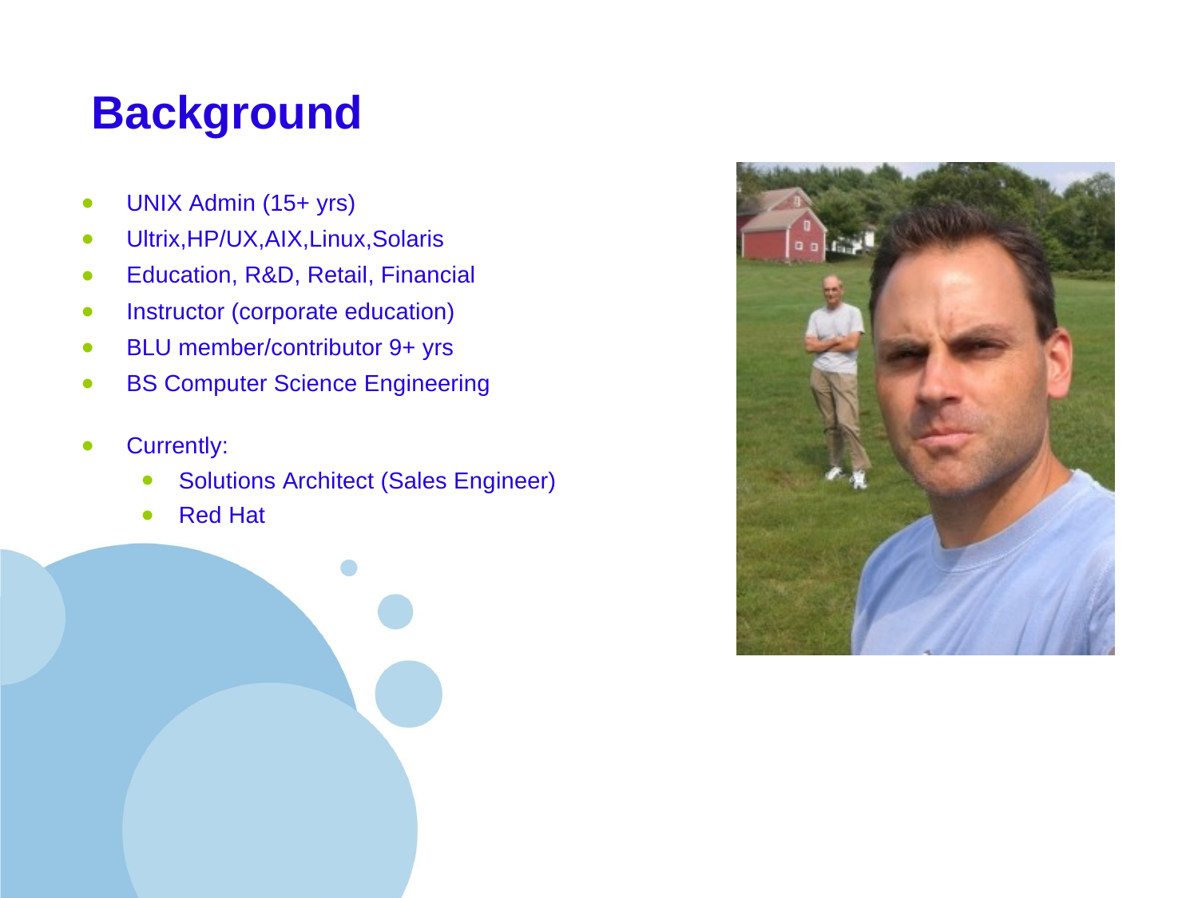# Background

- UNIX Admin (15+ yrs)
- Ultrix,HP/UX,AIX,Linux,Solaris
- Education, R&D, Retail, Financial
- Instructor (corporate education)
- BLU member/contributor 9+ yrs
- BS Computer Science Engineering
- Currently:
  - Solutions Architect (Sales Engineer)
  - Red Hat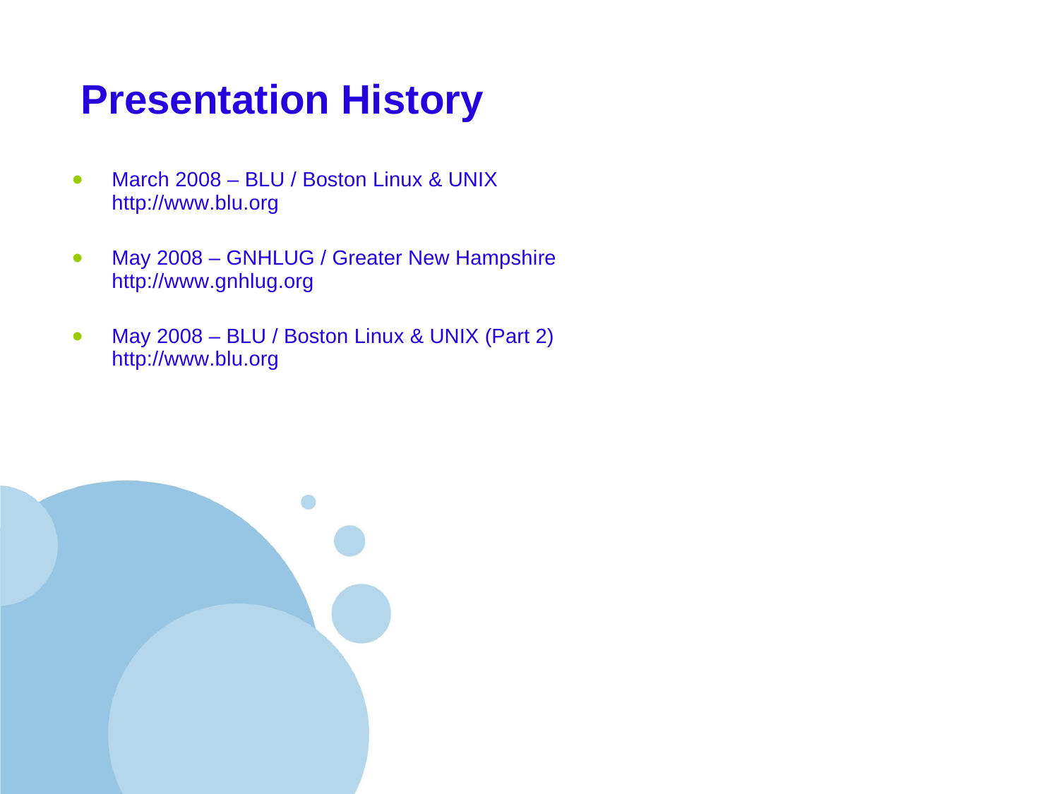# Presentation History

- March 2008 – BLU / Boston Linux & UNIX
  http://www.blu.org

- May 2008 – GNHLUG / Greater New Hampshire
  http://www.gnhlug.org

- May 2008 – BLU / Boston Linux & UNIX (Part 2)
  http://www.blu.org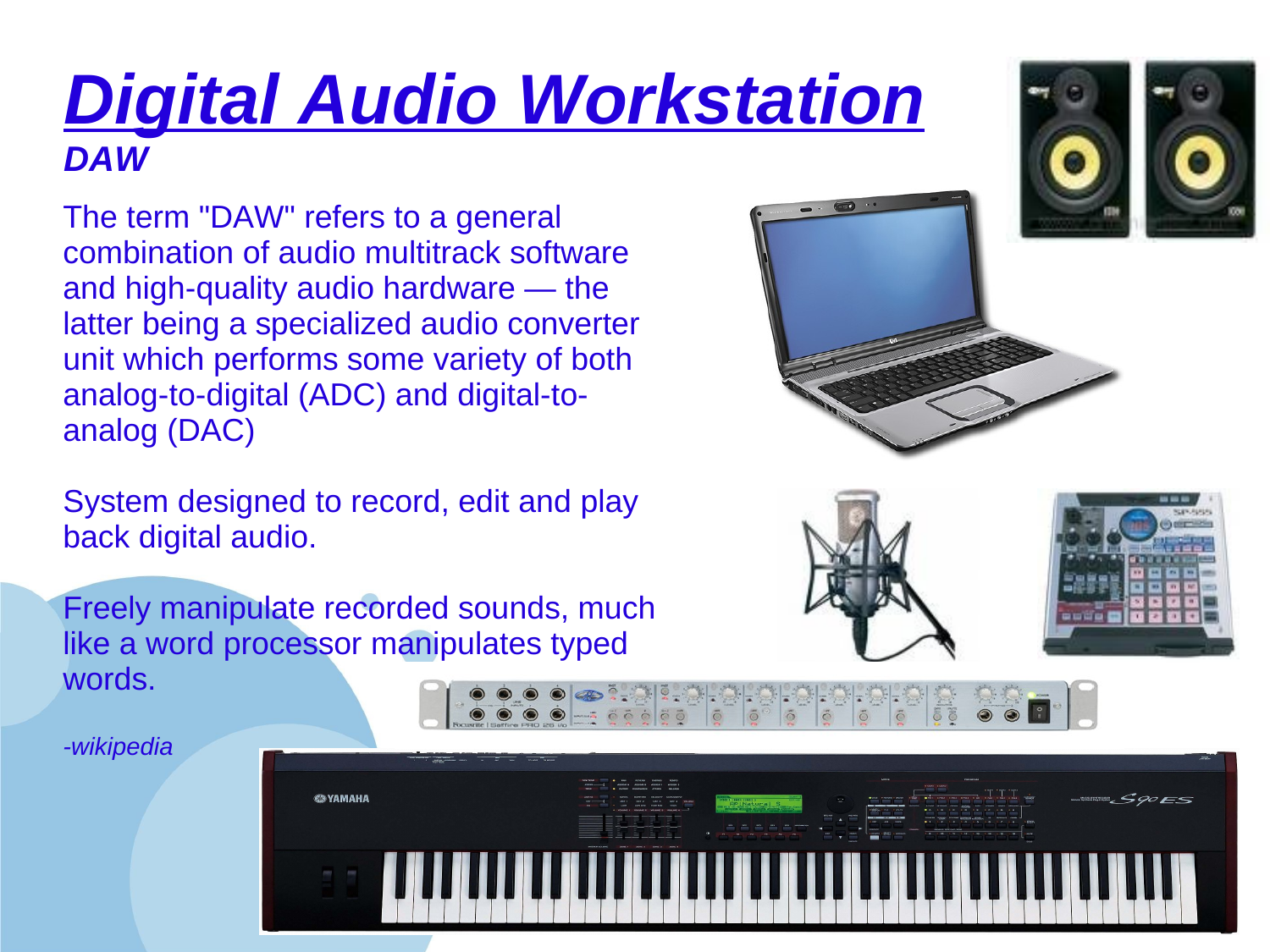# Digital Audio Workstation

### *DAW*

The term "DAW" refers to a general combination of audio multitrack software and high-quality audio hardware — the latter being a specialized audio converter unit which performs some variety of both analog-to-digital (ADC) and digital-to-analog (DAC)

System designed to record, edit and play back digital audio.

Freely manipulate recorded sounds, much like a word processor manipulates typed words.

*-wikipedia*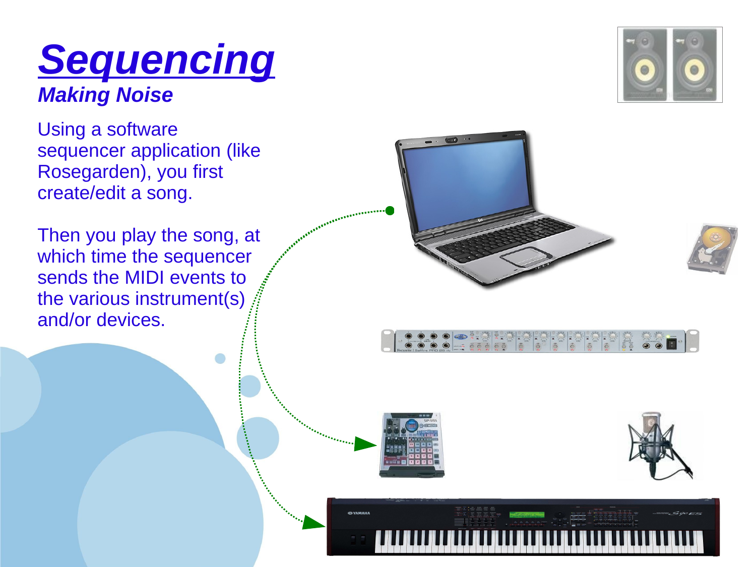# Sequencing

***Making Noise***

Using a software sequencer application (like Rosegarden), you first create/edit a song.

Then you play the song, at which time the sequencer sends the MIDI events to the various instrument(s) and/or devices.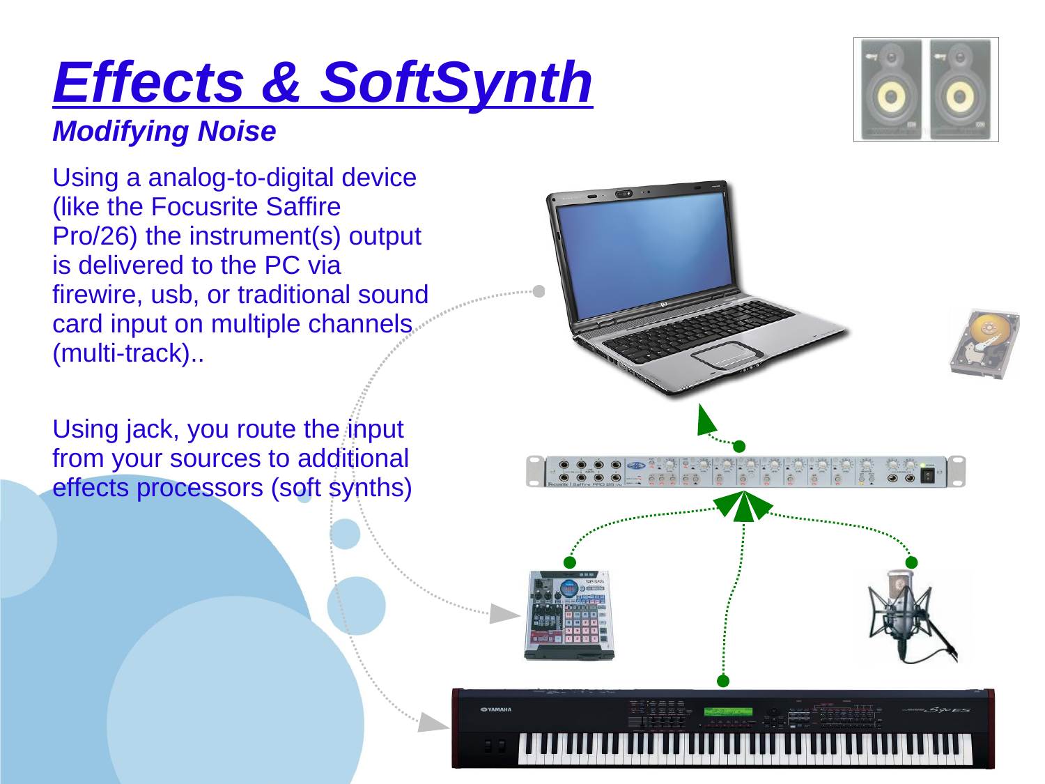# Effects & SoftSynth

### *Modifying Noise*

Using a analog-to-digital device (like the Focusrite Saffire Pro/26) the instrument(s) output is delivered to the PC via firewire, usb, or traditional sound card input on multiple channels (multi-track)..

Using jack, you route the input from your sources to additional effects processors (soft synths)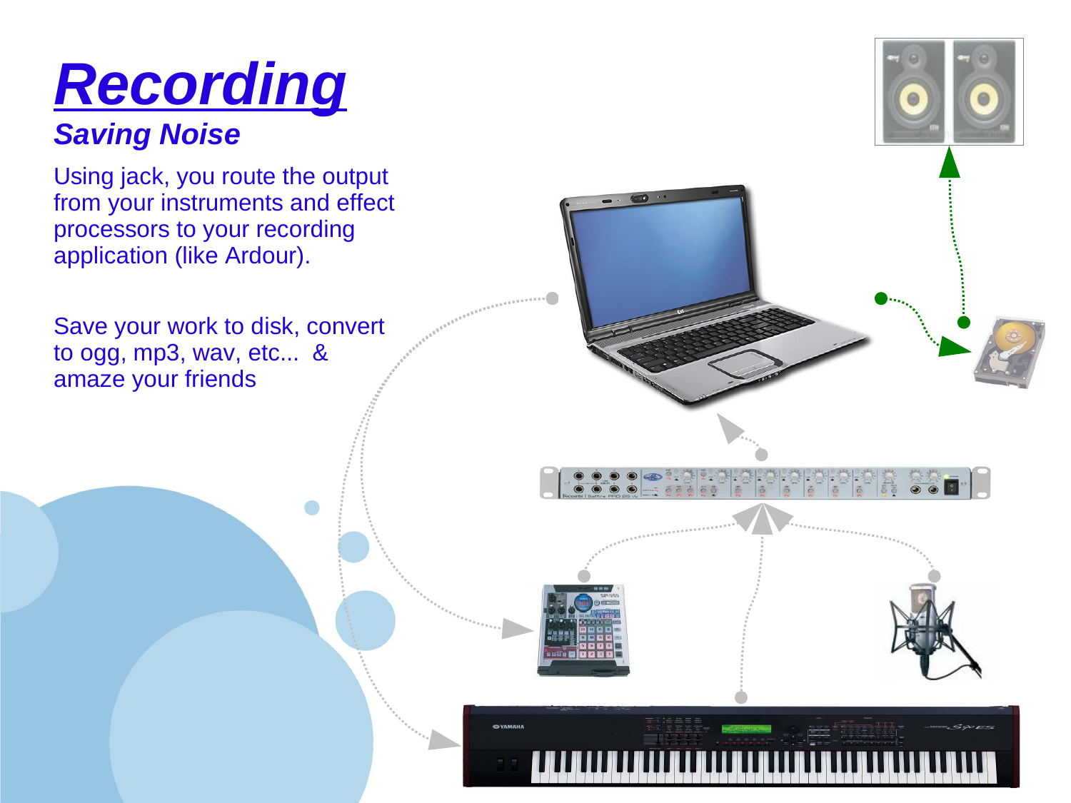# Recording

## *Saving Noise*

Using jack, you route the output from your instruments and effect processors to your recording application (like Ardour).

Save your work to disk, convert to ogg, mp3, wav, etc... & amaze your friends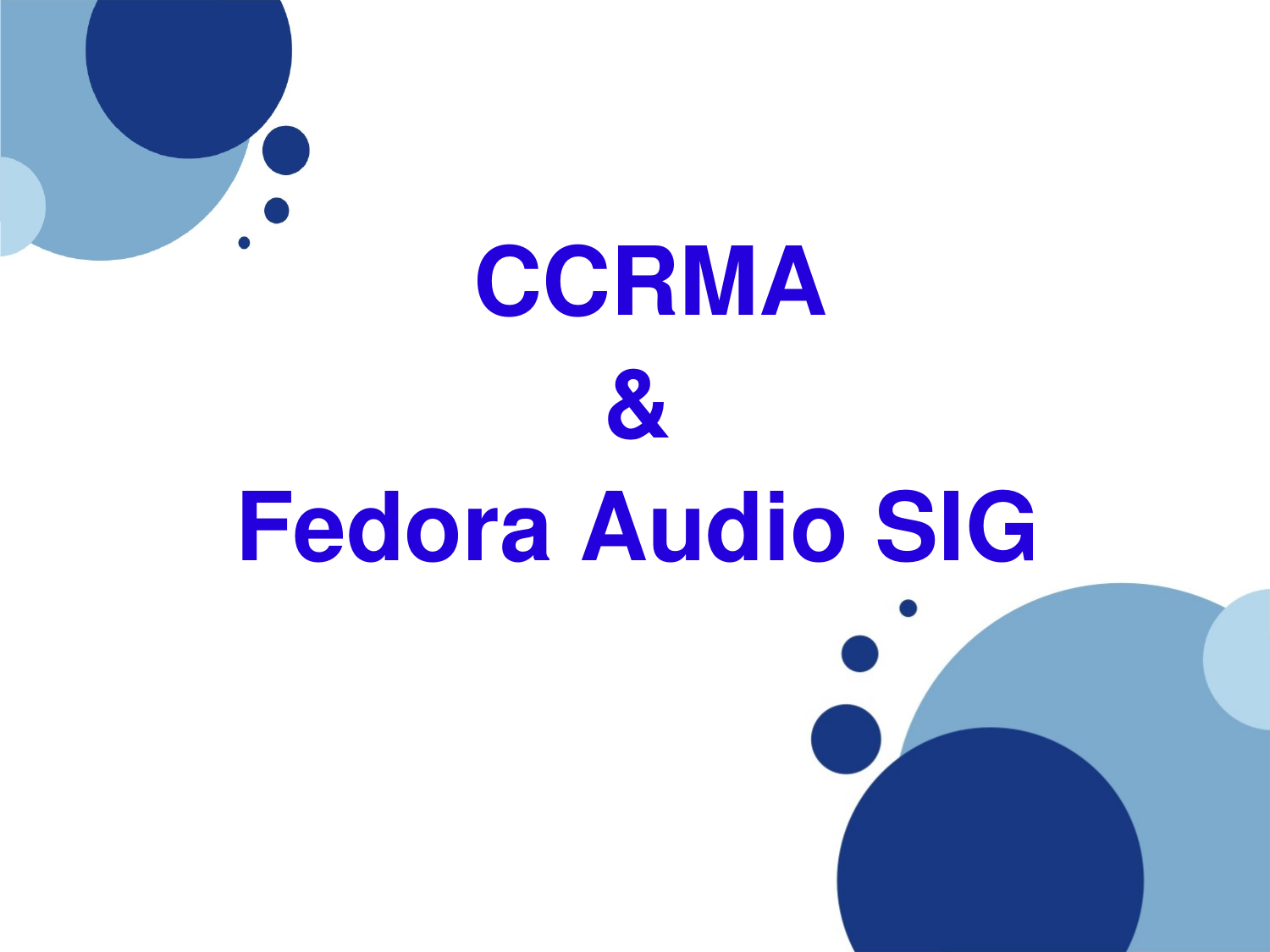# CCRMA

# &

# Fedora Audio SIG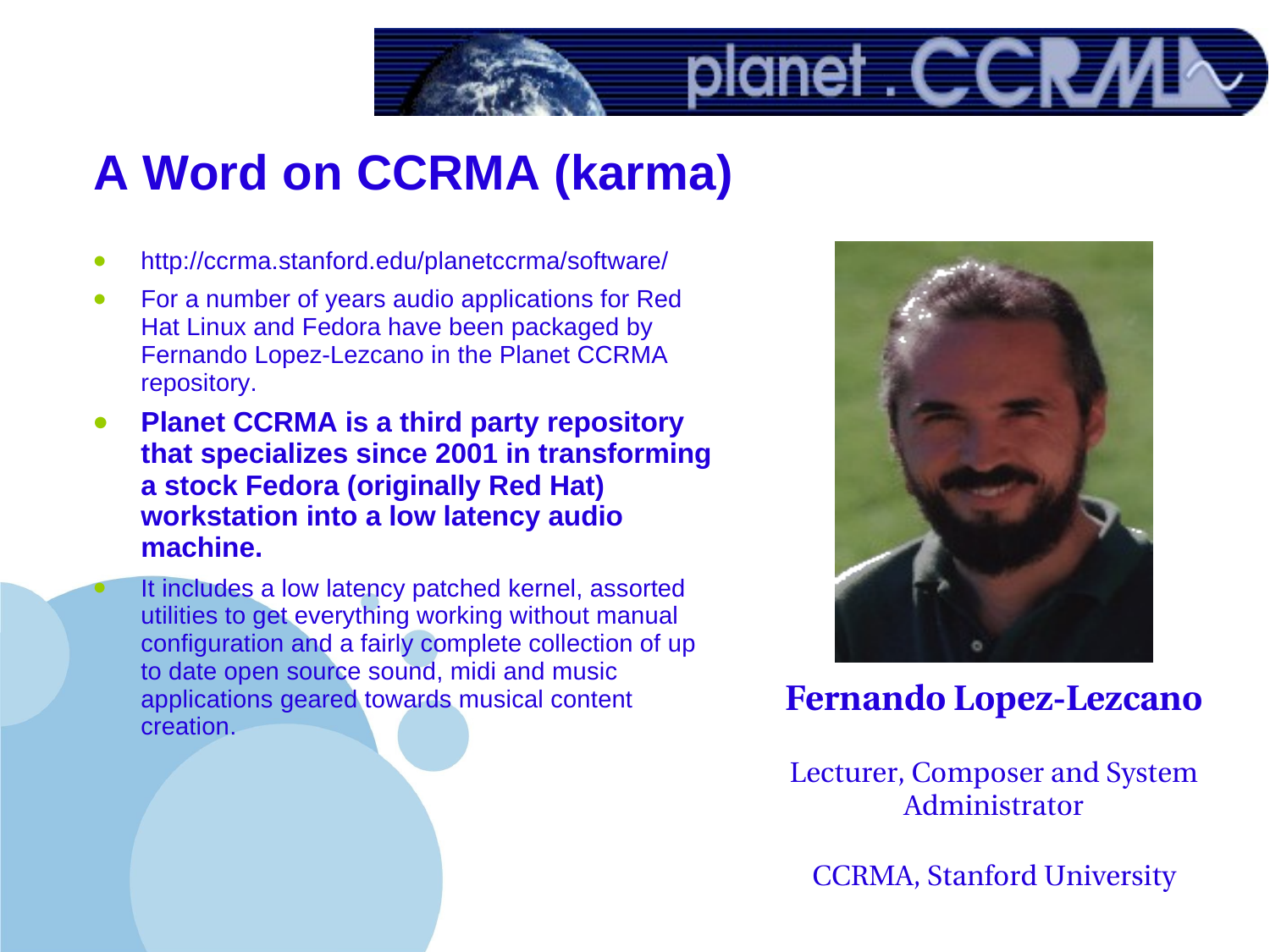# A Word on CCRMA (karma)

- http://ccrma.stanford.edu/planetccrma/software/
- For a number of years audio applications for Red Hat Linux and Fedora have been packaged by Fernando Lopez-Lezcano in the Planet CCRMA repository.
- **Planet CCRMA is a third party repository that specializes since 2001 in transforming a stock Fedora (originally Red Hat) workstation into a low latency audio machine.**
- It includes a low latency patched kernel, assorted utilities to get everything working without manual configuration and a fairly complete collection of up to date open source sound, midi and music applications geared towards musical content creation.

**Fernando Lopez-Lezcano**

Lecturer, Composer and System Administrator

CCRMA, Stanford University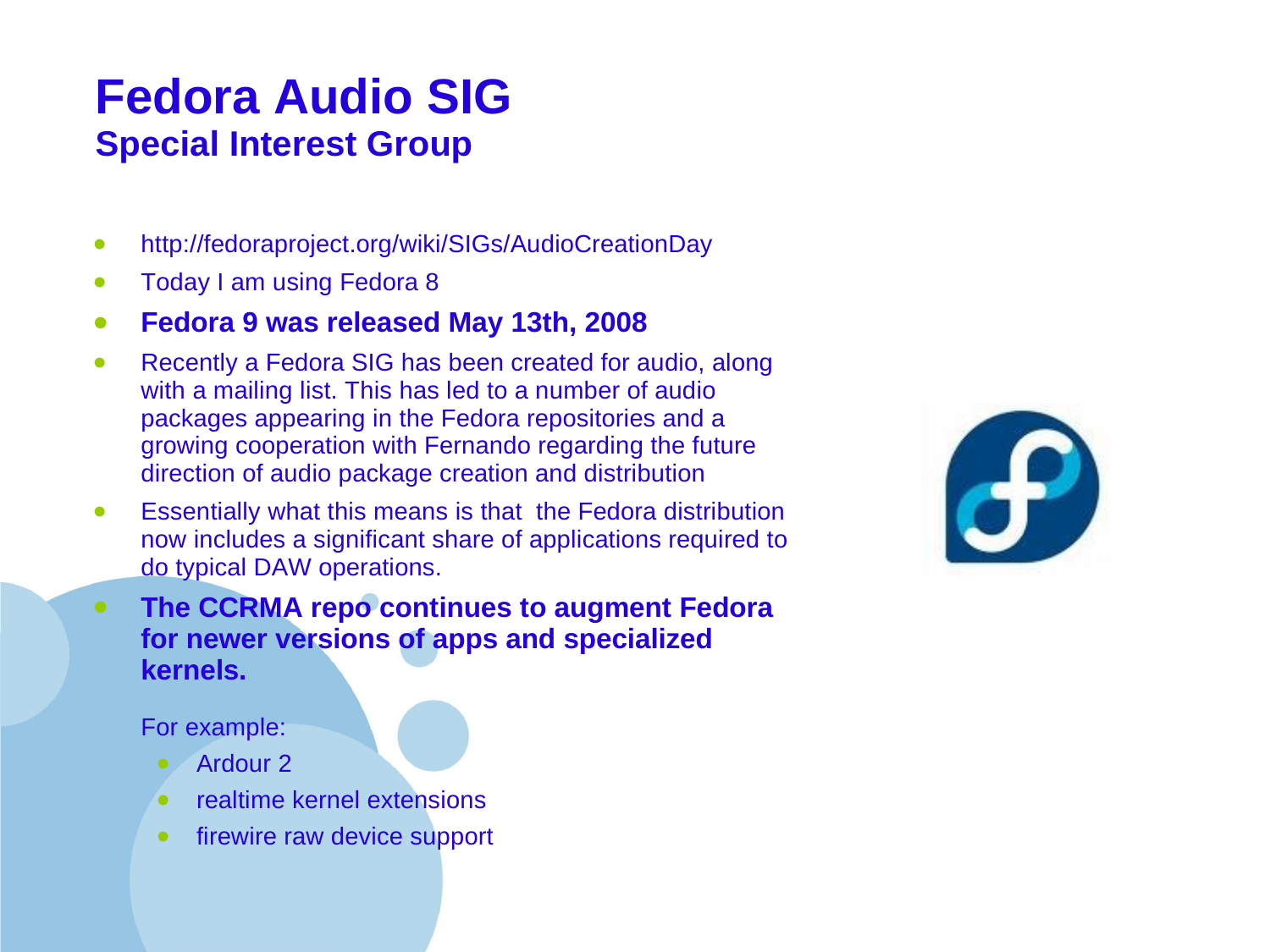# Fedora Audio SIG

## Special Interest Group

- http://fedoraproject.org/wiki/SIGs/AudioCreationDay
- Today I am using Fedora 8
- **Fedora 9 was released May 13th, 2008**
- Recently a Fedora SIG has been created for audio, along with a mailing list. This has led to a number of audio packages appearing in the Fedora repositories and a growing cooperation with Fernando regarding the future direction of audio package creation and distribution
- Essentially what this means is that the Fedora distribution now includes a significant share of applications required to do typical DAW operations.
- **The CCRMA repo continues to augment Fedora for newer versions of apps and specialized kernels.**

  For example:

  - Ardour 2
  - realtime kernel extensions
  - firewire raw device support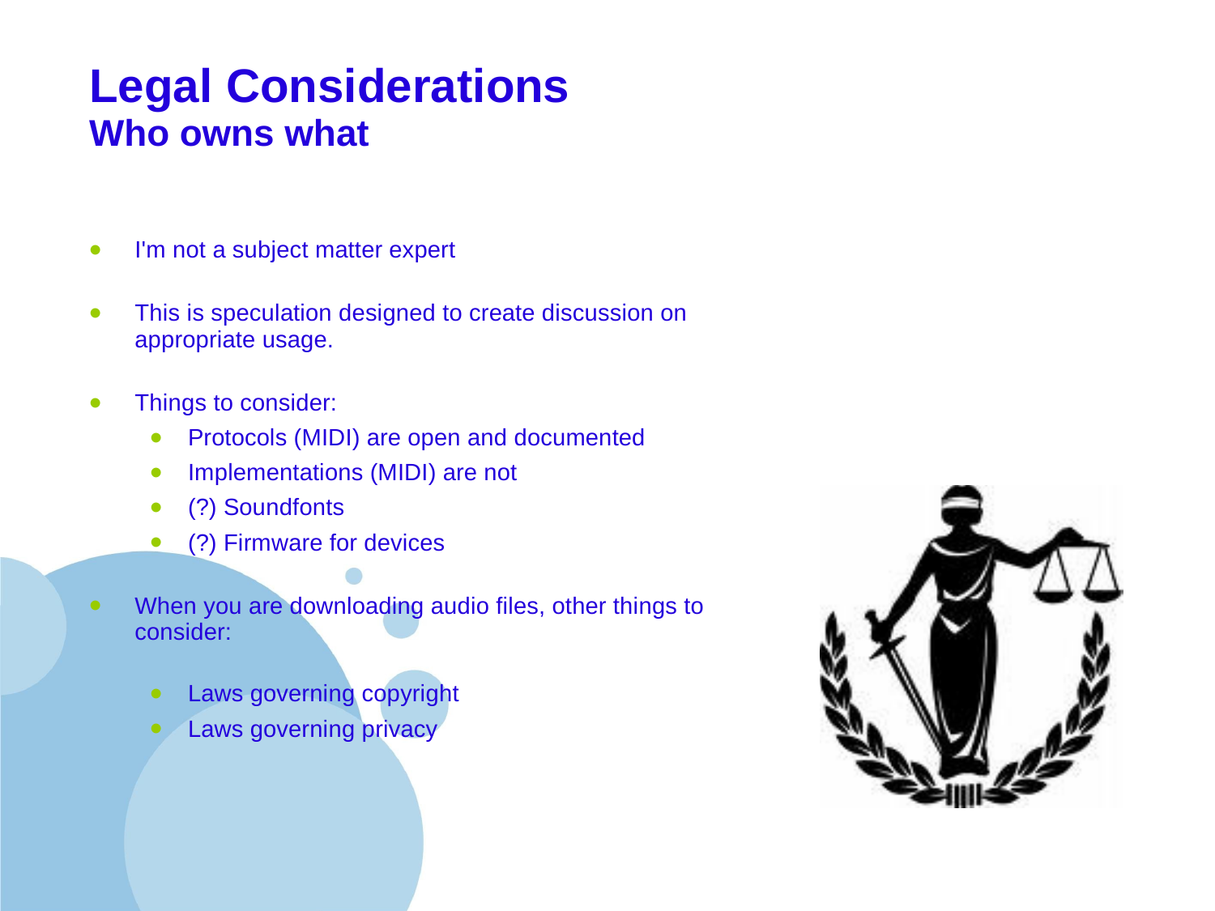# Legal Considerations

## Who owns what

- I'm not a subject matter expert
- This is speculation designed to create discussion on appropriate usage.
- Things to consider:
  - Protocols (MIDI) are open and documented
  - Implementations (MIDI) are not
  - (?) Soundfonts
  - (?) Firmware for devices
- When you are downloading audio files, other things to consider:
  - Laws governing copyright
  - Laws governing privacy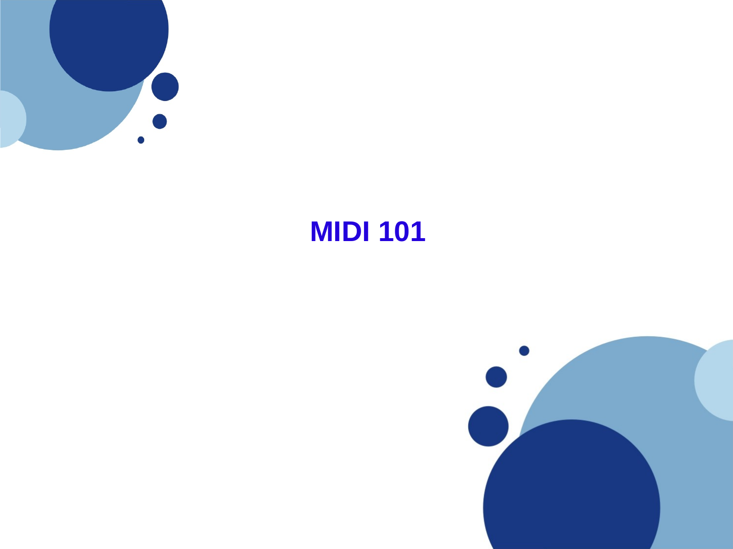# MIDI 101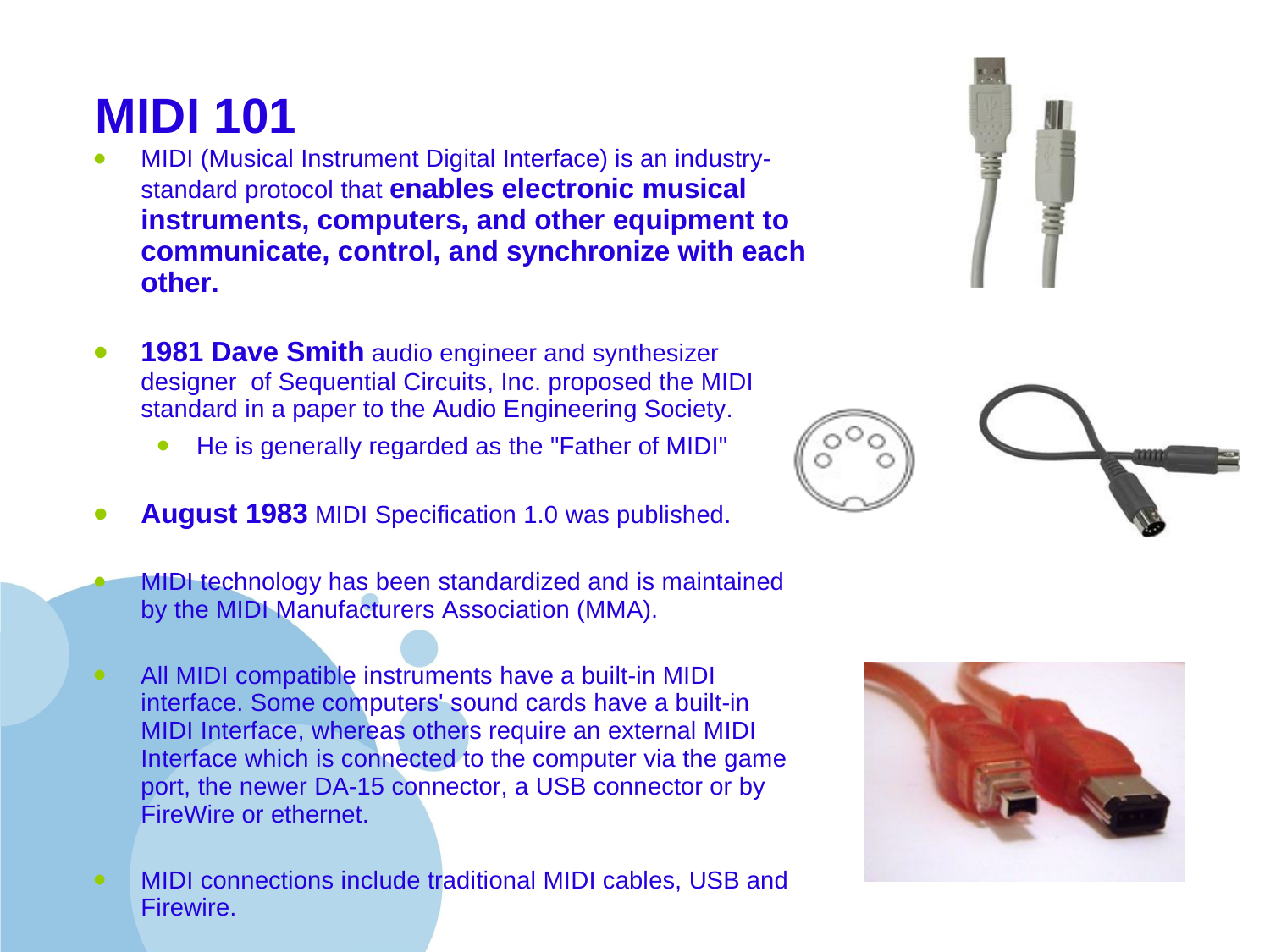# MIDI 101

- MIDI (Musical Instrument Digital Interface) is an industry-standard protocol that **enables electronic musical instruments, computers, and other equipment to communicate, control, and synchronize with each other.**

- **1981 Dave Smith** audio engineer and synthesizer designer of Sequential Circuits, Inc. proposed the MIDI standard in a paper to the Audio Engineering Society.
  - He is generally regarded as the "Father of MIDI"

- **August 1983** MIDI Specification 1.0 was published.

- MIDI technology has been standardized and is maintained by the MIDI Manufacturers Association (MMA).

- All MIDI compatible instruments have a built-in MIDI interface. Some computers' sound cards have a built-in MIDI Interface, whereas others require an external MIDI Interface which is connected to the computer via the game port, the newer DA-15 connector, a USB connector or by FireWire or ethernet.

- MIDI connections include traditional MIDI cables, USB and Firewire.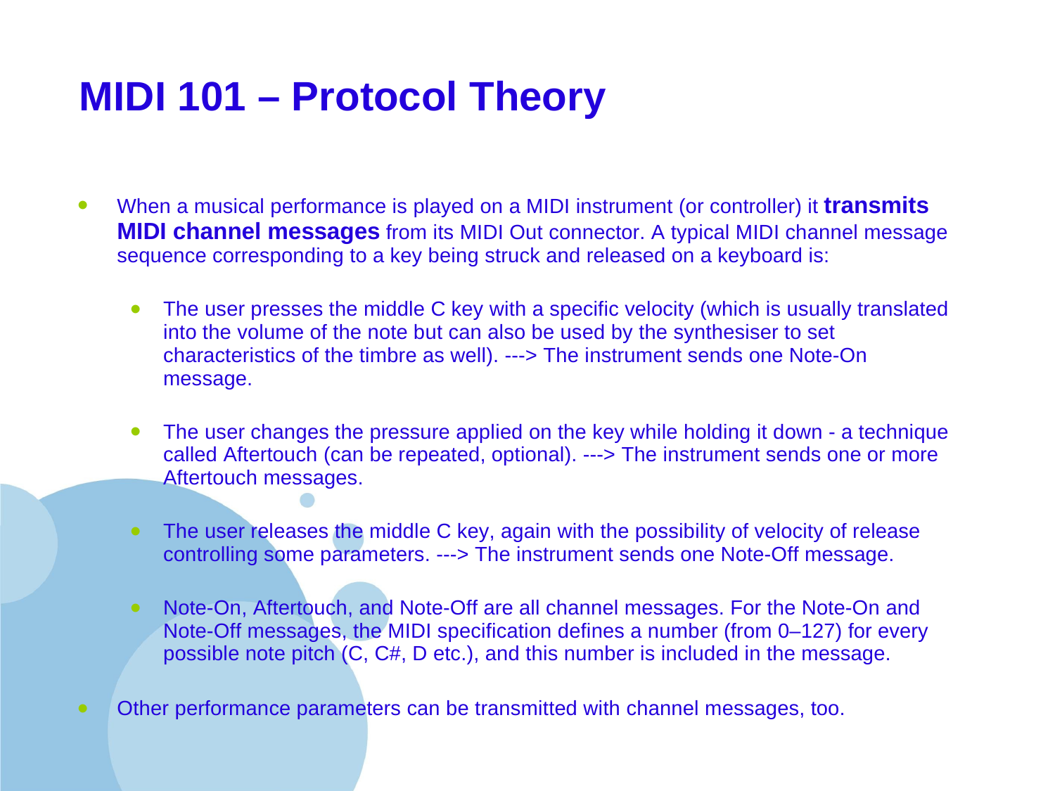# MIDI 101 – Protocol Theory

- When a musical performance is played on a MIDI instrument (or controller) it **transmits MIDI channel messages** from its MIDI Out connector. A typical MIDI channel message sequence corresponding to a key being struck and released on a keyboard is:
  - The user presses the middle C key with a specific velocity (which is usually translated into the volume of the note but can also be used by the synthesiser to set characteristics of the timbre as well). ---> The instrument sends one Note-On message.
  - The user changes the pressure applied on the key while holding it down - a technique called Aftertouch (can be repeated, optional). ---> The instrument sends one or more Aftertouch messages.
  - The user releases the middle C key, again with the possibility of velocity of release controlling some parameters. ---> The instrument sends one Note-Off message.
  - Note-On, Aftertouch, and Note-Off are all channel messages. For the Note-On and Note-Off messages, the MIDI specification defines a number (from 0–127) for every possible note pitch (C, C#, D etc.), and this number is included in the message.
- Other performance parameters can be transmitted with channel messages, too.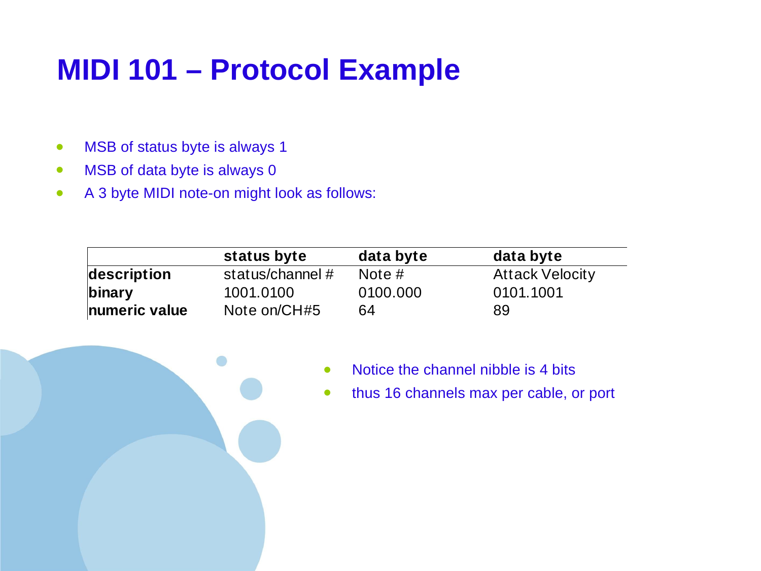# MIDI 101 – Protocol Example

- MSB of status byte is always 1
- MSB of data byte is always 0
- A 3 byte MIDI note-on might look as follows:

| | status byte | data byte | data byte |
|---|---|---|---|
| **description** | status/channel # | Note # | Attack Velocity |
| **binary** | 1001.0100 | 0100.000 | 0101.1001 |
| **numeric value** | Note on/CH#5 | 64 | 89 |

- Notice the channel nibble is 4 bits
- thus 16 channels max per cable, or port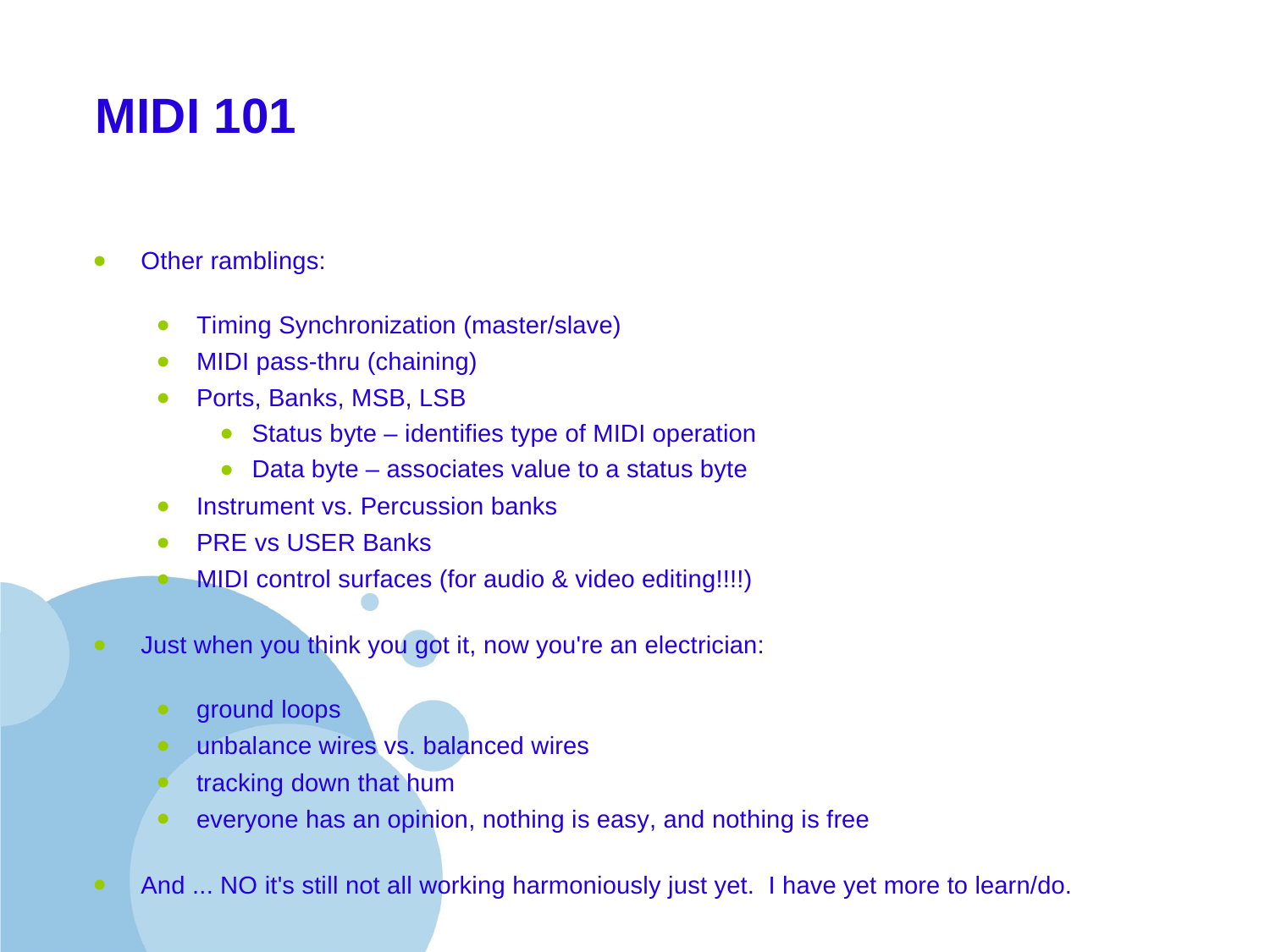# MIDI 101

- Other ramblings:
  - Timing Synchronization (master/slave)
  - MIDI pass-thru (chaining)
  - Ports, Banks, MSB, LSB
    - Status byte – identifies type of MIDI operation
    - Data byte – associates value to a status byte
  - Instrument vs. Percussion banks
  - PRE vs USER Banks
  - MIDI control surfaces (for audio & video editing!!!!)
- Just when you think you got it, now you're an electrician:
  - ground loops
  - unbalance wires vs. balanced wires
  - tracking down that hum
  - everyone has an opinion, nothing is easy, and nothing is free
- And ... NO it's still not all working harmoniously just yet. I have yet more to learn/do.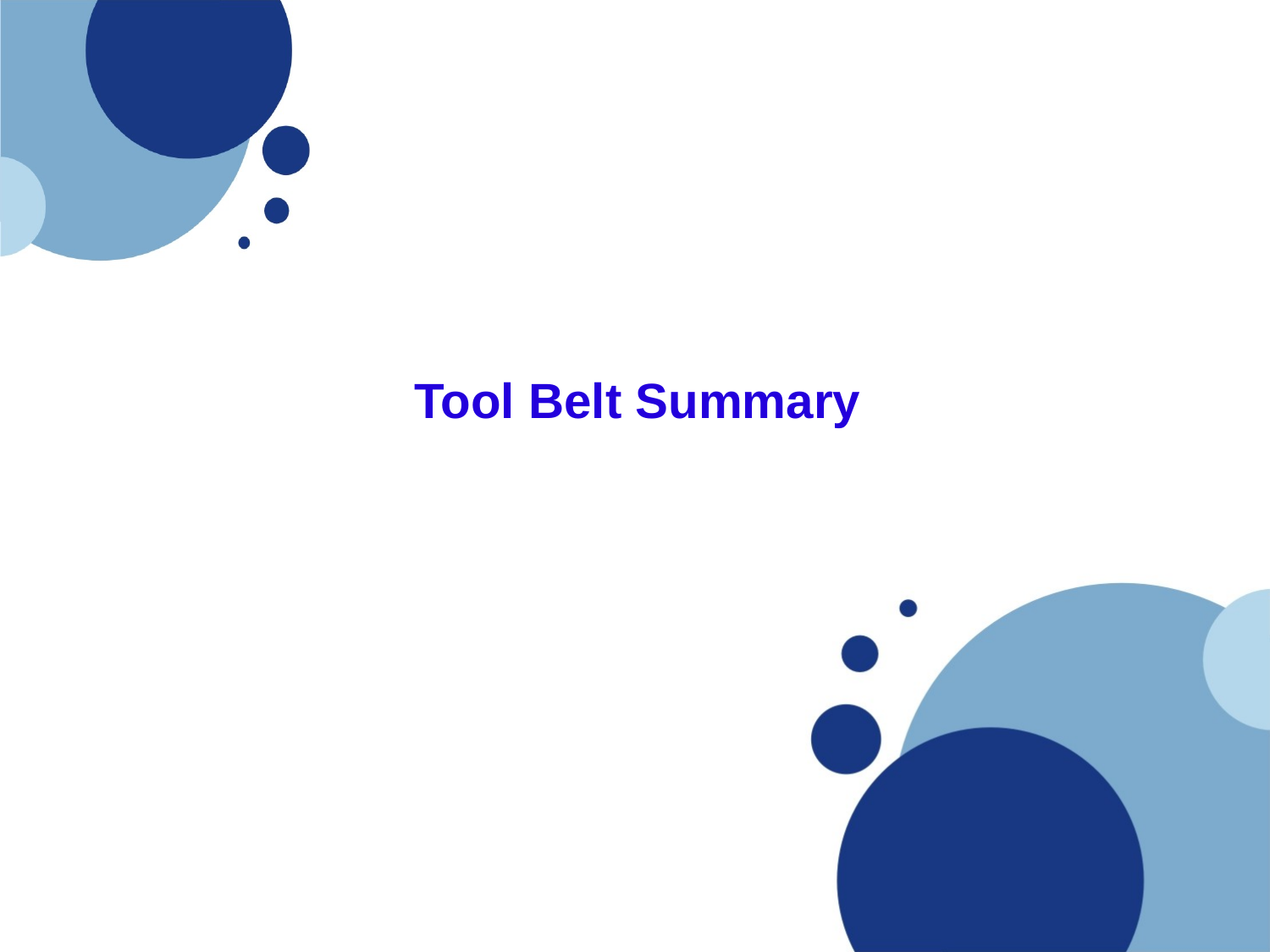# Tool Belt Summary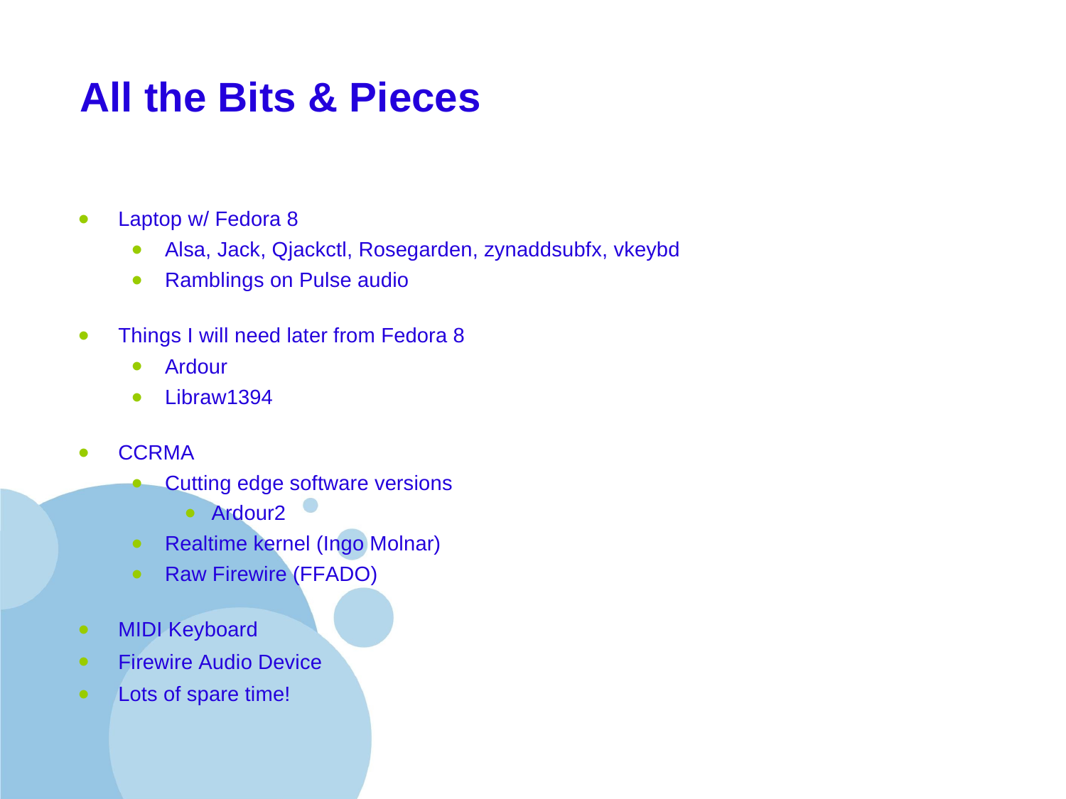# All the Bits & Pieces

- Laptop w/ Fedora 8
  - Alsa, Jack, Qjackctl, Rosegarden, zynaddsubfx, vkeybd
  - Ramblings on Pulse audio
- Things I will need later from Fedora 8
  - Ardour
  - Libraw1394
- CCRMA
  - Cutting edge software versions
    - Ardour2
  - Realtime kernel (Ingo Molnar)
  - Raw Firewire (FFADO)
- MIDI Keyboard
- Firewire Audio Device
- Lots of spare time!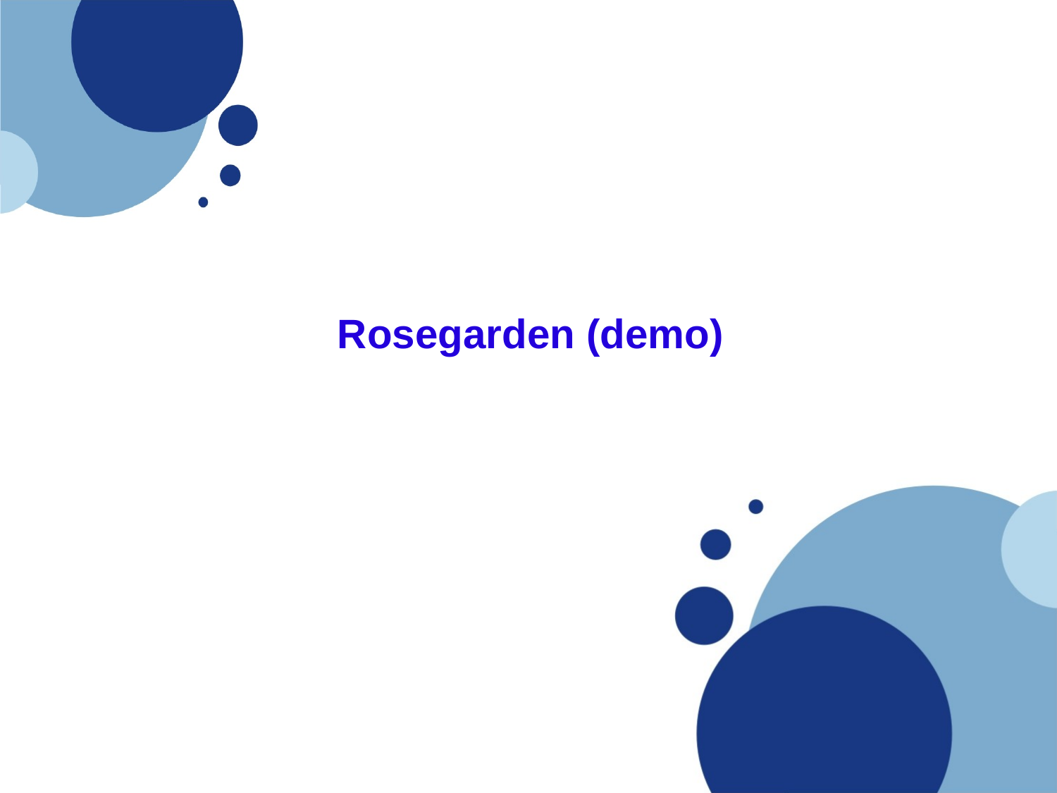# Rosegarden (demo)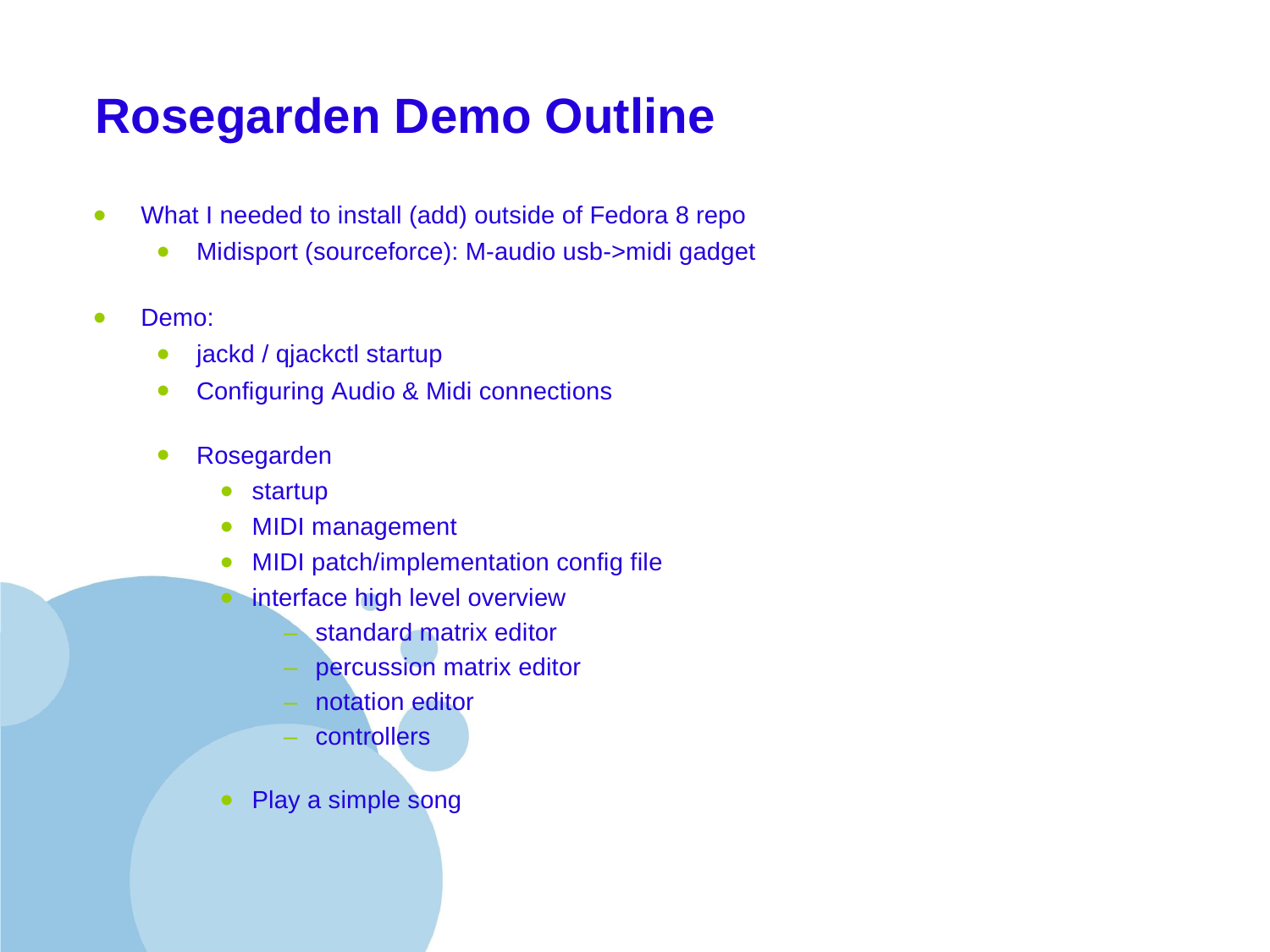# Rosegarden Demo Outline

- What I needed to install (add) outside of Fedora 8 repo
  - Midisport (sourceforce): M-audio usb->midi gadget
- Demo:
  - jackd / qjackctl startup
  - Configuring Audio & Midi connections
  - Rosegarden
    - startup
    - MIDI management
    - MIDI patch/implementation config file
    - interface high level overview
      - standard matrix editor
      - percussion matrix editor
      - notation editor
      - controllers
    - Play a simple song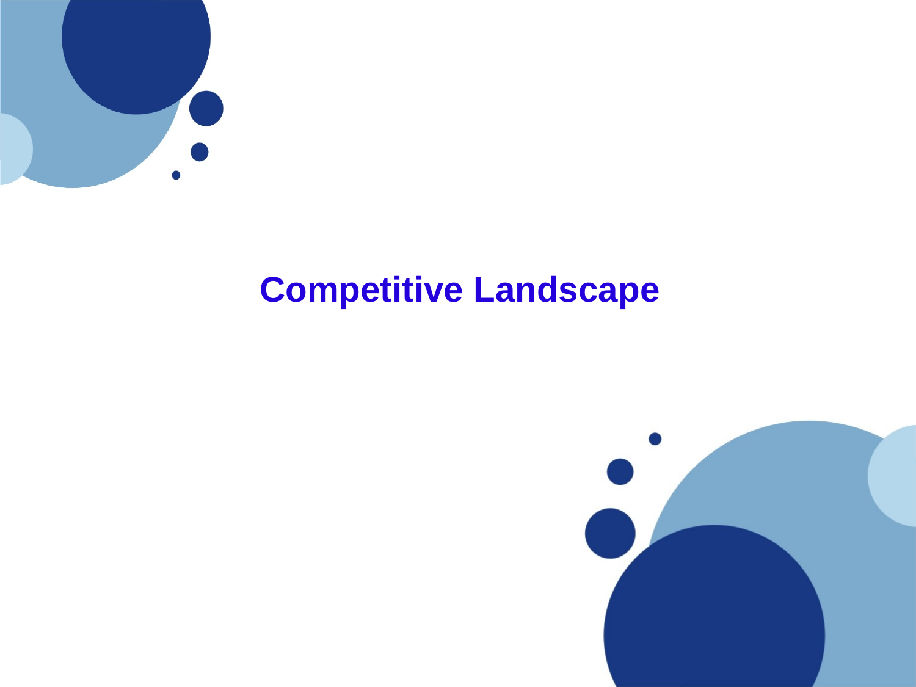# Competitive Landscape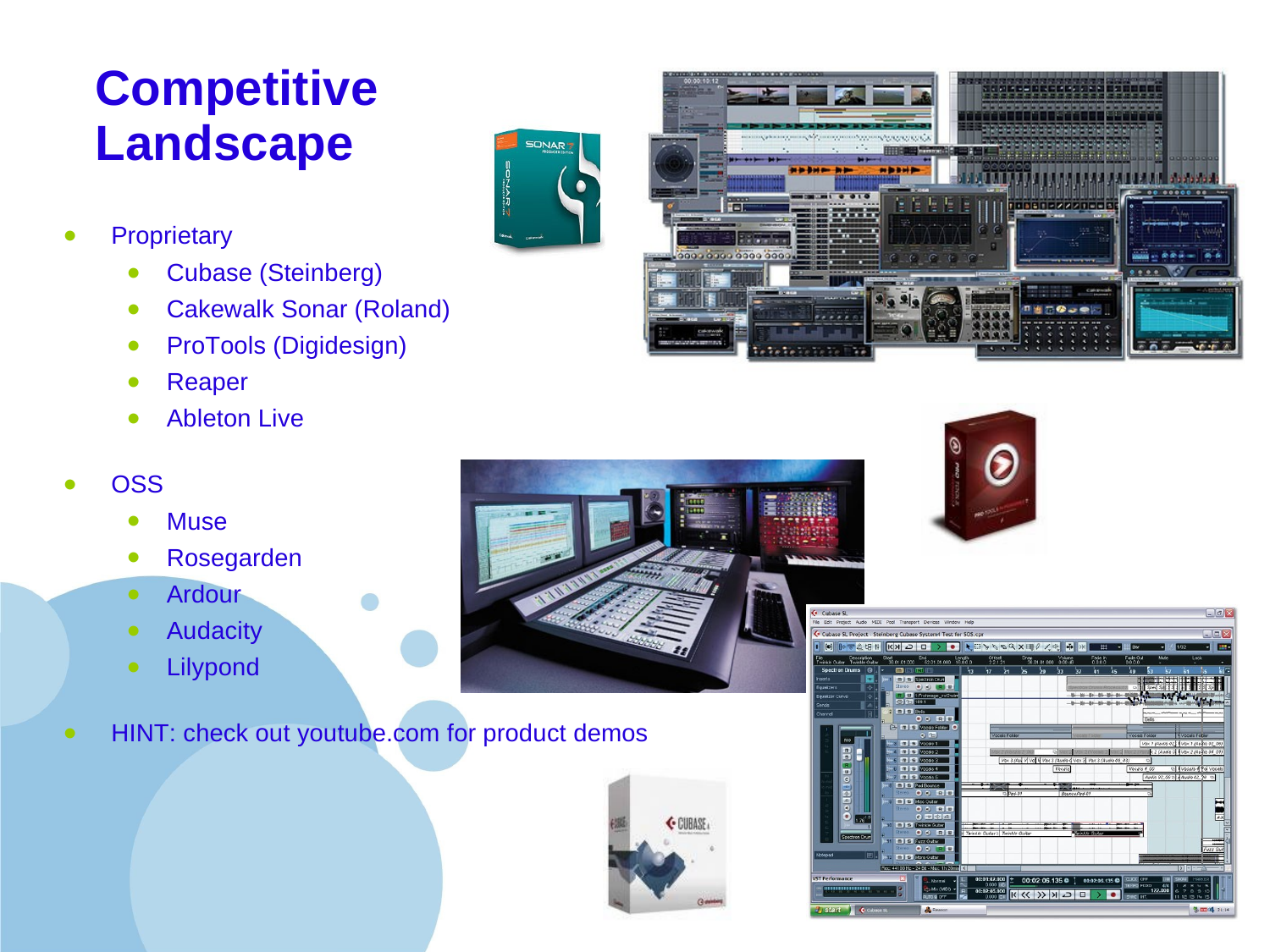# Competitive Landscape

- Proprietary
  - Cubase (Steinberg)
  - Cakewalk Sonar (Roland)
  - ProTools (Digidesign)
  - Reaper
  - Ableton Live
- OSS
  - Muse
  - Rosegarden
  - Ardour
  - Audacity
  - Lilypond
- HINT: check out youtube.com for product demos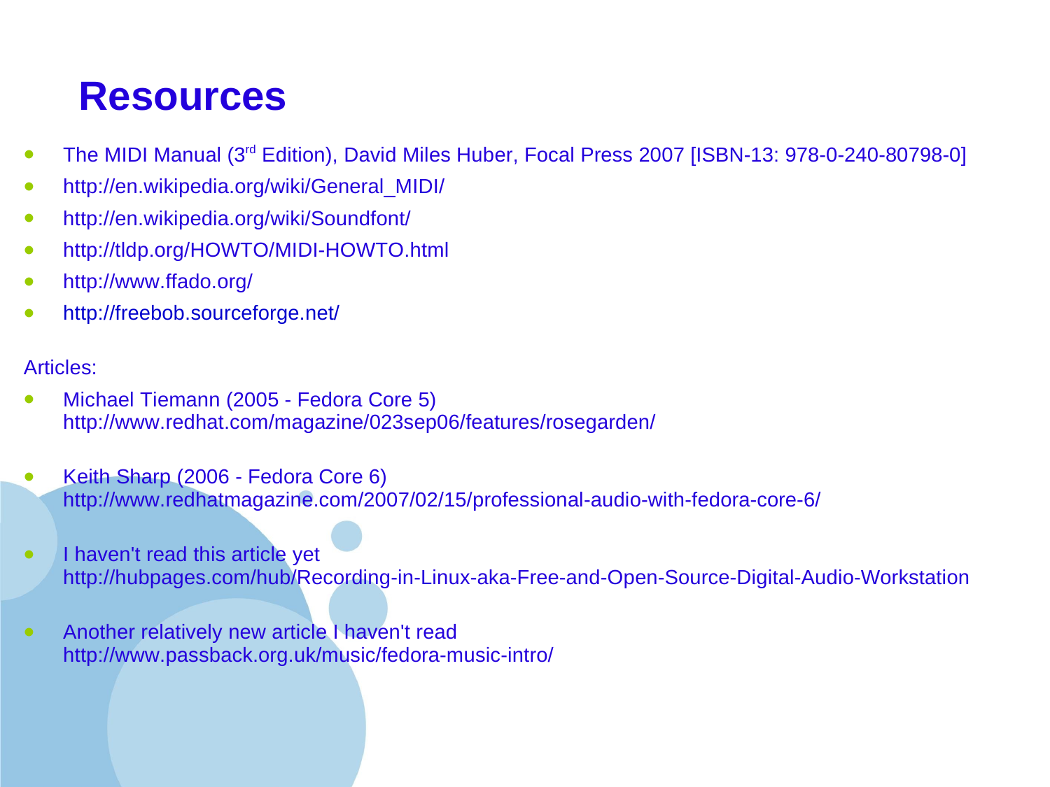# Resources

- The MIDI Manual (3rd Edition), David Miles Huber, Focal Press 2007 [ISBN-13: 978-0-240-80798-0]
- http://en.wikipedia.org/wiki/General_MIDI/
- http://en.wikipedia.org/wiki/Soundfont/
- http://tldp.org/HOWTO/MIDI-HOWTO.html
- http://www.ffado.org/
- http://freebob.sourceforge.net/

Articles:

- Michael Tiemann (2005 - Fedora Core 5)
  http://www.redhat.com/magazine/023sep06/features/rosegarden/
- Keith Sharp (2006 - Fedora Core 6)
  http://www.redhatmagazine.com/2007/02/15/professional-audio-with-fedora-core-6/
- I haven't read this article yet
  http://hubpages.com/hub/Recording-in-Linux-aka-Free-and-Open-Source-Digital-Audio-Workstation
- Another relatively new article I haven't read
  http://www.passback.org.uk/music/fedora-music-intro/